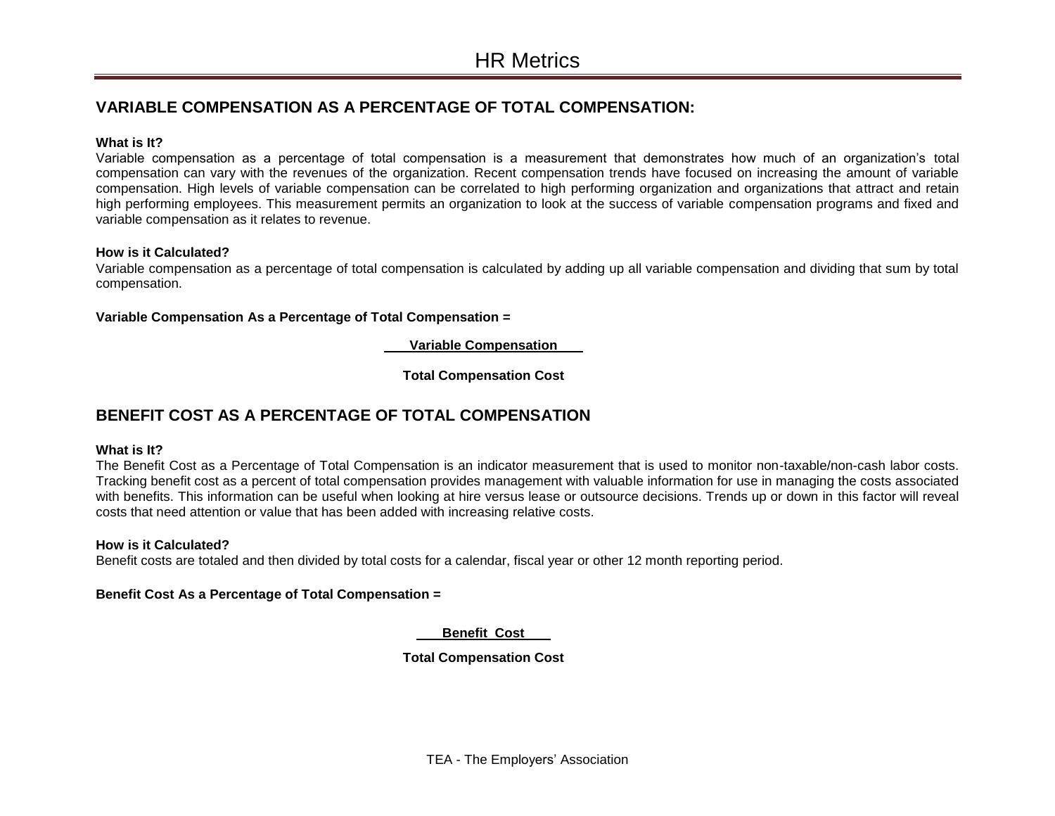## VARIABLE COMPENSATION AS A PERCENTAGE OF TOTAL COMPENSATION:

**What is It?**

Variable compensation as a percentage of total compensation is a measurement that demonstrates how much of an organization's total compensation can vary with the revenues of the organization. Recent compensation trends have focused on increasing the amount of variable compensation. High levels of variable compensation can be correlated to high performing organization and organizations that attract and retain high performing employees. This measurement permits an organization to look at the success of variable compensation programs and fixed and variable compensation as it relates to revenue.

**How is it Calculated?**

Variable compensation as a percentage of total compensation is calculated by adding up all variable compensation and dividing that sum by total compensation.

**Variable Compensation As a Percentage of Total Compensation =**

$$\frac{\textbf{Variable Compensation}}{\textbf{Total Compensation Cost}}$$

## BENEFIT COST AS A PERCENTAGE OF TOTAL COMPENSATION

**What is It?**

The Benefit Cost as a Percentage of Total Compensation is an indicator measurement that is used to monitor non-taxable/non-cash labor costs. Tracking benefit cost as a percent of total compensation provides management with valuable information for use in managing the costs associated with benefits. This information can be useful when looking at hire versus lease or outsource decisions. Trends up or down in this factor will reveal costs that need attention or value that has been added with increasing relative costs.

**How is it Calculated?**

Benefit costs are totaled and then divided by total costs for a calendar, fiscal year or other 12 month reporting period.

**Benefit Cost As a Percentage of Total Compensation =**

$$\frac{\textbf{Benefit Cost}}{\textbf{Total Compensation Cost}}$$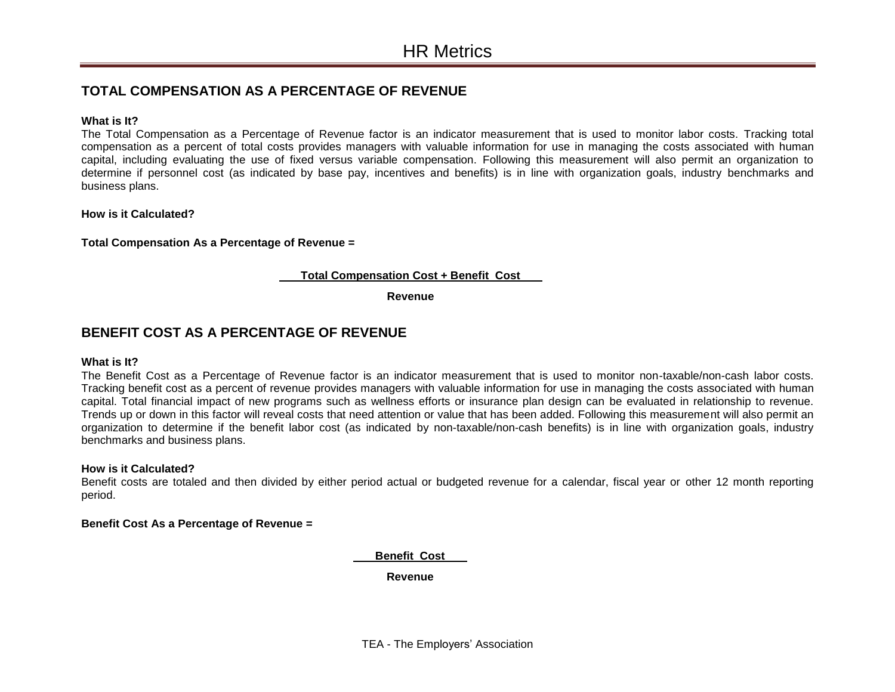## TOTAL COMPENSATION AS A PERCENTAGE OF REVENUE

**What is It?**

The Total Compensation as a Percentage of Revenue factor is an indicator measurement that is used to monitor labor costs. Tracking total compensation as a percent of total costs provides managers with valuable information for use in managing the costs associated with human capital, including evaluating the use of fixed versus variable compensation. Following this measurement will also permit an organization to determine if personnel cost (as indicated by base pay, incentives and benefits) is in line with organization goals, industry benchmarks and business plans.

**How is it Calculated?**

**Total Compensation As a Percentage of Revenue =**

$$\frac{\textbf{Total Compensation Cost + Benefit Cost}}{\textbf{Revenue}}$$

## BENEFIT COST AS A PERCENTAGE OF REVENUE

**What is It?**

The Benefit Cost as a Percentage of Revenue factor is an indicator measurement that is used to monitor non-taxable/non-cash labor costs. Tracking benefit cost as a percent of revenue provides managers with valuable information for use in managing the costs associated with human capital. Total financial impact of new programs such as wellness efforts or insurance plan design can be evaluated in relationship to revenue. Trends up or down in this factor will reveal costs that need attention or value that has been added. Following this measurement will also permit an organization to determine if the benefit labor cost (as indicated by non-taxable/non-cash benefits) is in line with organization goals, industry benchmarks and business plans.

**How is it Calculated?**

Benefit costs are totaled and then divided by either period actual or budgeted revenue for a calendar, fiscal year or other 12 month reporting period.

**Benefit Cost As a Percentage of Revenue =**

$$\frac{\textbf{Benefit Cost}}{\textbf{Revenue}}$$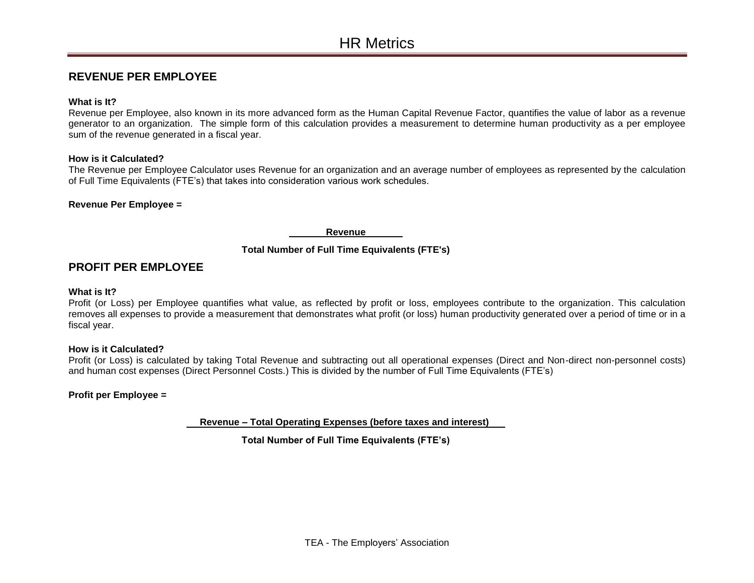## REVENUE PER EMPLOYEE

**What is It?**

Revenue per Employee, also known in its more advanced form as the Human Capital Revenue Factor, quantifies the value of labor as a revenue generator to an organization. The simple form of this calculation provides a measurement to determine human productivity as a per employee sum of the revenue generated in a fiscal year.

**How is it Calculated?**

The Revenue per Employee Calculator uses Revenue for an organization and an average number of employees as represented by the calculation of Full Time Equivalents (FTE's) that takes into consideration various work schedules.

**Revenue Per Employee =**

$$\frac{\textbf{Revenue}}{\textbf{Total Number of Full Time Equivalents (FTE's)}}$$

## PROFIT PER EMPLOYEE

**What is It?**

Profit (or Loss) per Employee quantifies what value, as reflected by profit or loss, employees contribute to the organization. This calculation removes all expenses to provide a measurement that demonstrates what profit (or loss) human productivity generated over a period of time or in a fiscal year.

**How is it Calculated?**

Profit (or Loss) is calculated by taking Total Revenue and subtracting out all operational expenses (Direct and Non-direct non-personnel costs) and human cost expenses (Direct Personnel Costs.) This is divided by the number of Full Time Equivalents (FTE's)

**Profit per Employee =**

$$\frac{\textbf{Revenue – Total Operating Expenses (before taxes and interest)}}{\textbf{Total Number of Full Time Equivalents (FTE's)}}$$

TEA - The Employers' Association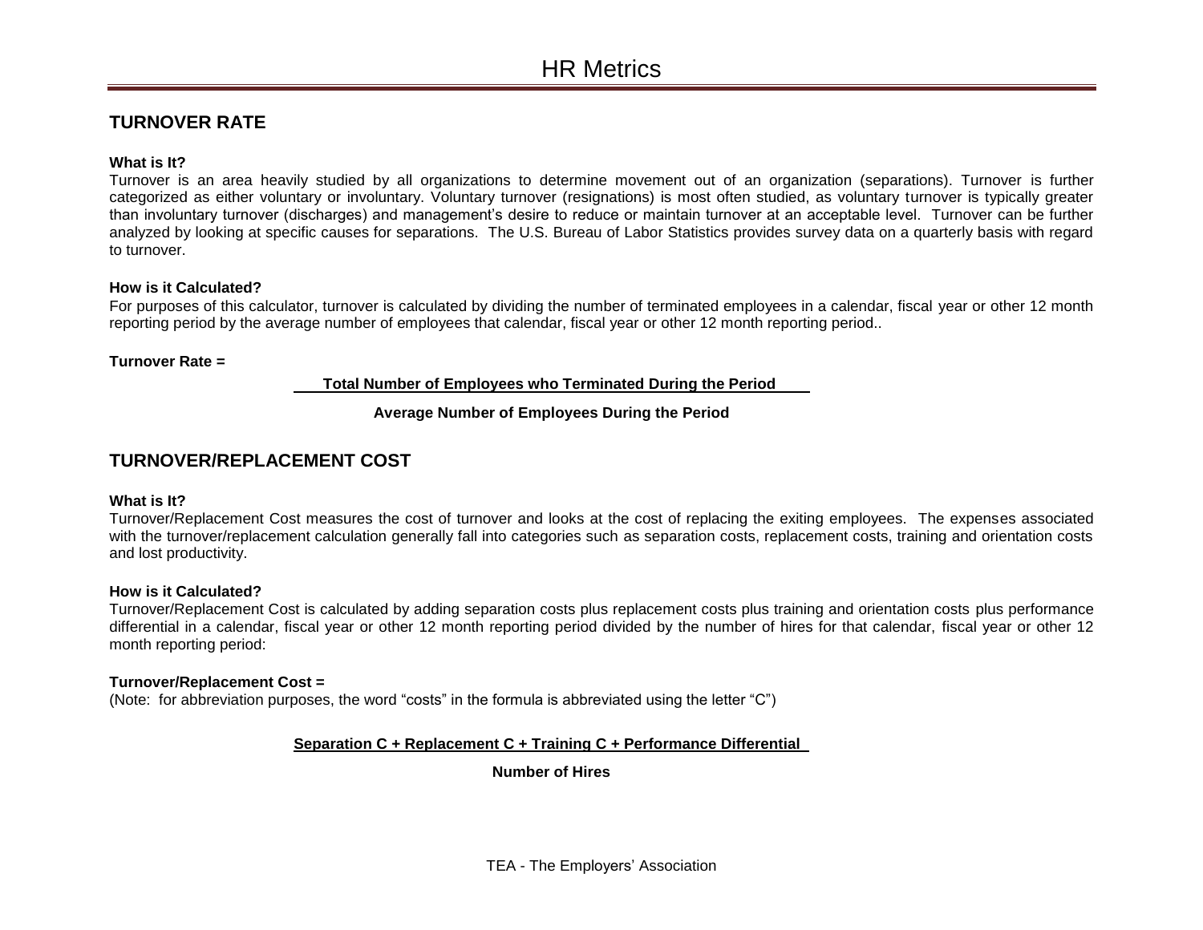# HR Metrics

## TURNOVER RATE

**What is It?**

Turnover is an area heavily studied by all organizations to determine movement out of an organization (separations). Turnover is further categorized as either voluntary or involuntary. Voluntary turnover (resignations) is most often studied, as voluntary turnover is typically greater than involuntary turnover (discharges) and management's desire to reduce or maintain turnover at an acceptable level. Turnover can be further analyzed by looking at specific causes for separations. The U.S. Bureau of Labor Statistics provides survey data on a quarterly basis with regard to turnover.

**How is it Calculated?**

For purposes of this calculator, turnover is calculated by dividing the number of terminated employees in a calendar, fiscal year or other 12 month reporting period by the average number of employees that calendar, fiscal year or other 12 month reporting period..

**Turnover Rate =**

$$\frac{\textbf{Total Number of Employees who Terminated During the Period}}{\textbf{Average Number of Employees During the Period}}$$

## TURNOVER/REPLACEMENT COST

**What is It?**

Turnover/Replacement Cost measures the cost of turnover and looks at the cost of replacing the exiting employees. The expenses associated with the turnover/replacement calculation generally fall into categories such as separation costs, replacement costs, training and orientation costs and lost productivity.

**How is it Calculated?**

Turnover/Replacement Cost is calculated by adding separation costs plus replacement costs plus training and orientation costs plus performance differential in a calendar, fiscal year or other 12 month reporting period divided by the number of hires for that calendar, fiscal year or other 12 month reporting period:

**Turnover/Replacement Cost =**

(Note: for abbreviation purposes, the word "costs" in the formula is abbreviated using the letter "C")

$$\frac{\textbf{Separation C + Replacement C + Training C + Performance Differential}}{\textbf{Number of Hires}}$$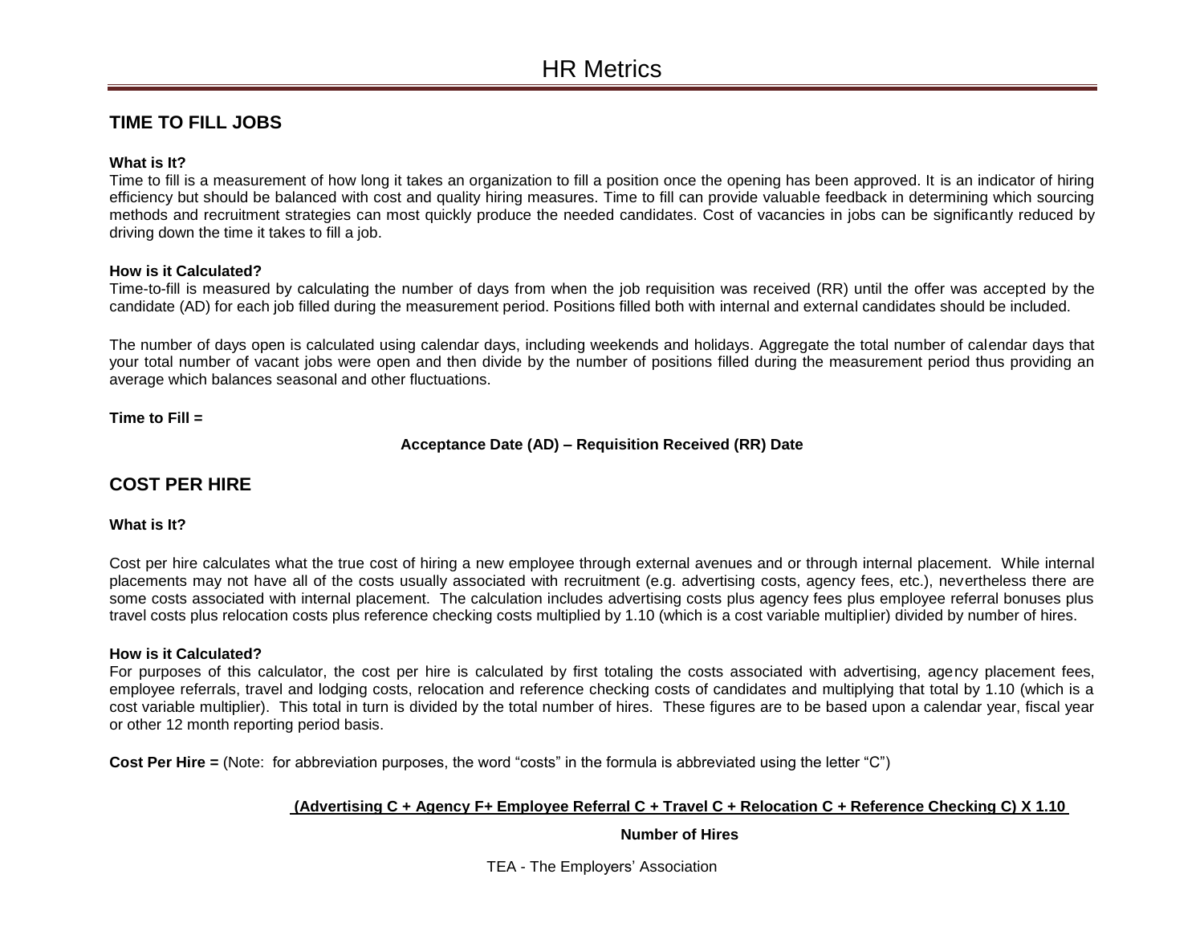# HR Metrics

## TIME TO FILL JOBS

**What is It?**

Time to fill is a measurement of how long it takes an organization to fill a position once the opening has been approved. It is an indicator of hiring efficiency but should be balanced with cost and quality hiring measures. Time to fill can provide valuable feedback in determining which sourcing methods and recruitment strategies can most quickly produce the needed candidates. Cost of vacancies in jobs can be significantly reduced by driving down the time it takes to fill a job.

**How is it Calculated?**

Time-to-fill is measured by calculating the number of days from when the job requisition was received (RR) until the offer was accepted by the candidate (AD) for each job filled during the measurement period. Positions filled both with internal and external candidates should be included.

The number of days open is calculated using calendar days, including weekends and holidays. Aggregate the total number of calendar days that your total number of vacant jobs were open and then divide by the number of positions filled during the measurement period thus providing an average which balances seasonal and other fluctuations.

**Time to Fill =**

**Acceptance Date (AD) – Requisition Received (RR) Date**

## COST PER HIRE

**What is It?**

Cost per hire calculates what the true cost of hiring a new employee through external avenues and or through internal placement. While internal placements may not have all of the costs usually associated with recruitment (e.g. advertising costs, agency fees, etc.), nevertheless there are some costs associated with internal placement. The calculation includes advertising costs plus agency fees plus employee referral bonuses plus travel costs plus relocation costs plus reference checking costs multiplied by 1.10 (which is a cost variable multiplier) divided by number of hires.

**How is it Calculated?**

For purposes of this calculator, the cost per hire is calculated by first totaling the costs associated with advertising, agency placement fees, employee referrals, travel and lodging costs, relocation and reference checking costs of candidates and multiplying that total by 1.10 (which is a cost variable multiplier). This total in turn is divided by the total number of hires. These figures are to be based upon a calendar year, fiscal year or other 12 month reporting period basis.

**Cost Per Hire =** (Note: for abbreviation purposes, the word "costs" in the formula is abbreviated using the letter "C")

$$\frac{(\text{Advertising C} + \text{Agency F} + \text{Employee Referral C} + \text{Travel C} + \text{Relocation C} + \text{Reference Checking C}) \times 1.10}{\text{Number of Hires}}$$

TEA - The Employers' Association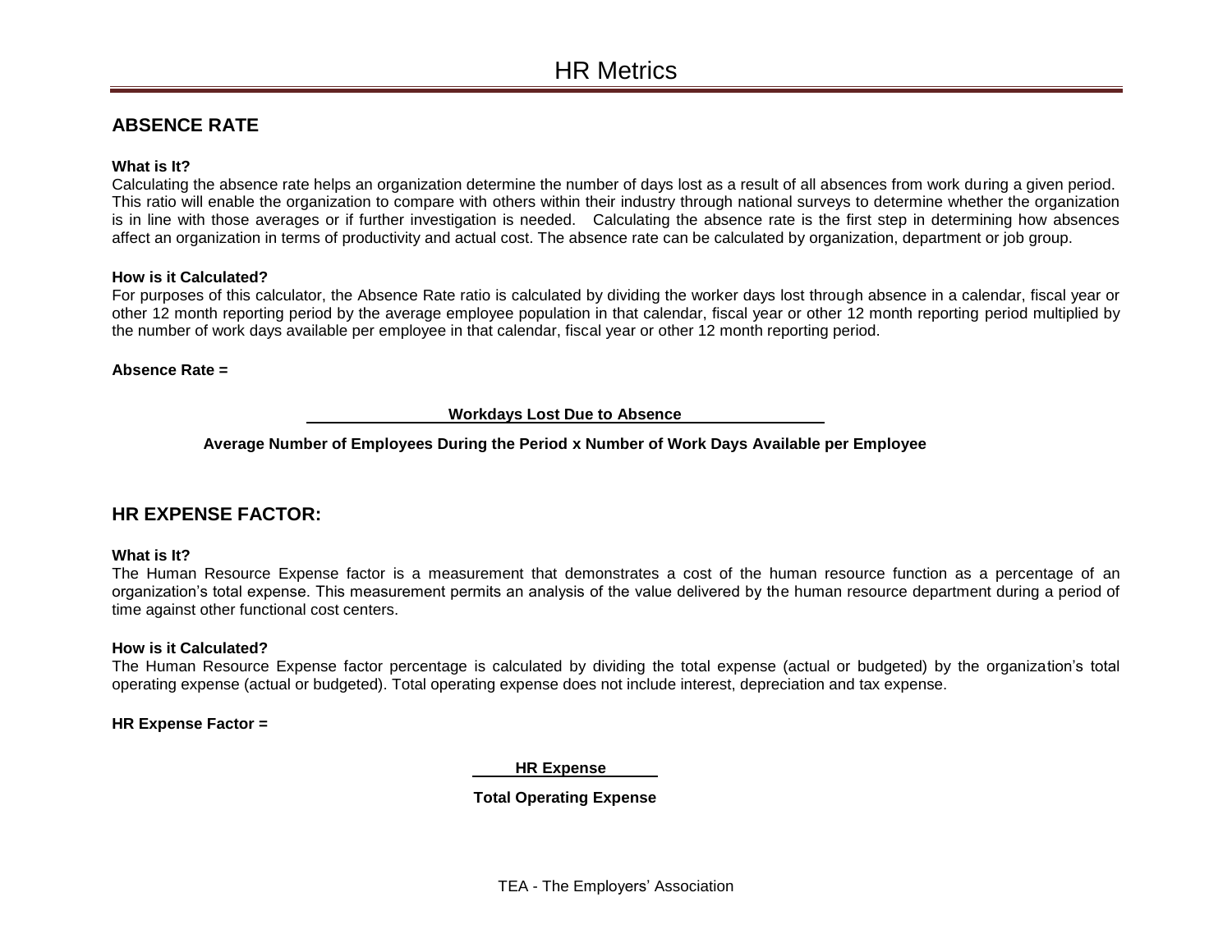## ABSENCE RATE

**What is It?**

Calculating the absence rate helps an organization determine the number of days lost as a result of all absences from work during a given period. This ratio will enable the organization to compare with others within their industry through national surveys to determine whether the organization is in line with those averages or if further investigation is needed. Calculating the absence rate is the first step in determining how absences affect an organization in terms of productivity and actual cost. The absence rate can be calculated by organization, department or job group.

**How is it Calculated?**

For purposes of this calculator, the Absence Rate ratio is calculated by dividing the worker days lost through absence in a calendar, fiscal year or other 12 month reporting period by the average employee population in that calendar, fiscal year or other 12 month reporting period multiplied by the number of work days available per employee in that calendar, fiscal year or other 12 month reporting period.

**Absence Rate =**

$$\frac{\textbf{Workdays Lost Due to Absence}}{\textbf{Average Number of Employees During the Period x Number of Work Days Available per Employee}}$$

## HR EXPENSE FACTOR:

**What is It?**

The Human Resource Expense factor is a measurement that demonstrates a cost of the human resource function as a percentage of an organization's total expense. This measurement permits an analysis of the value delivered by the human resource department during a period of time against other functional cost centers.

**How is it Calculated?**

The Human Resource Expense factor percentage is calculated by dividing the total expense (actual or budgeted) by the organization's total operating expense (actual or budgeted). Total operating expense does not include interest, depreciation and tax expense.

**HR Expense Factor =**

$$\frac{\textbf{HR Expense}}{\textbf{Total Operating Expense}}$$